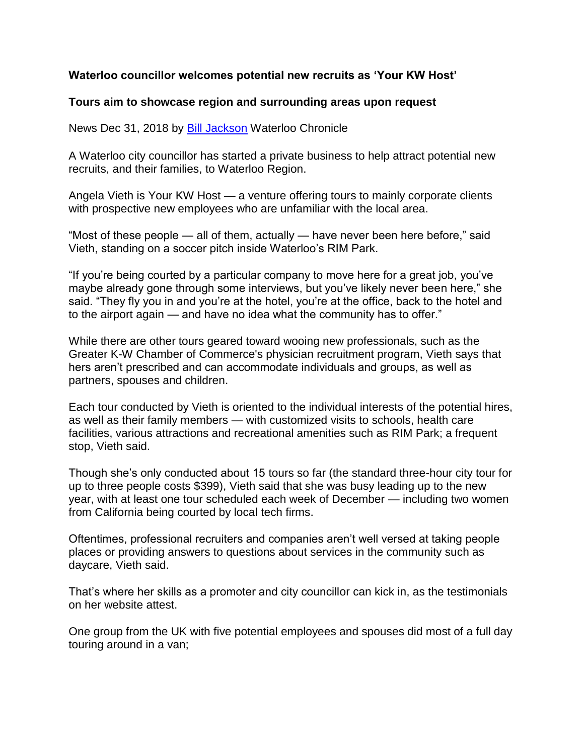**Waterloo councillor welcomes potential new recruits as 'Your KW Host'**

**Tours aim to showcase region and surrounding areas upon request**

News Dec 31, 2018 by [Bill Jackson] Waterloo Chronicle

A Waterloo city councillor has started a private business to help attract potential new recruits, and their families, to Waterloo Region.

Angela Vieth is Your KW Host — a venture offering tours to mainly corporate clients with prospective new employees who are unfamiliar with the local area.

"Most of these people — all of them, actually — have never been here before," said Vieth, standing on a soccer pitch inside Waterloo's RIM Park.

"If you're being courted by a particular company to move here for a great job, you've maybe already gone through some interviews, but you've likely never been here," she said. "They fly you in and you're at the hotel, you're at the office, back to the hotel and to the airport again — and have no idea what the community has to offer."

While there are other tours geared toward wooing new professionals, such as the Greater K-W Chamber of Commerce's physician recruitment program, Vieth says that hers aren't prescribed and can accommodate individuals and groups, as well as partners, spouses and children.

Each tour conducted by Vieth is oriented to the individual interests of the potential hires, as well as their family members — with customized visits to schools, health care facilities, various attractions and recreational amenities such as RIM Park; a frequent stop, Vieth said.

Though she's only conducted about 15 tours so far (the standard three-hour city tour for up to three people costs $399), Vieth said that she was busy leading up to the new year, with at least one tour scheduled each week of December — including two women from California being courted by local tech firms.

Oftentimes, professional recruiters and companies aren't well versed at taking people places or providing answers to questions about services in the community such as daycare, Vieth said.

That's where her skills as a promoter and city councillor can kick in, as the testimonials on her website attest.

One group from the UK with five potential employees and spouses did most of a full day touring around in a van;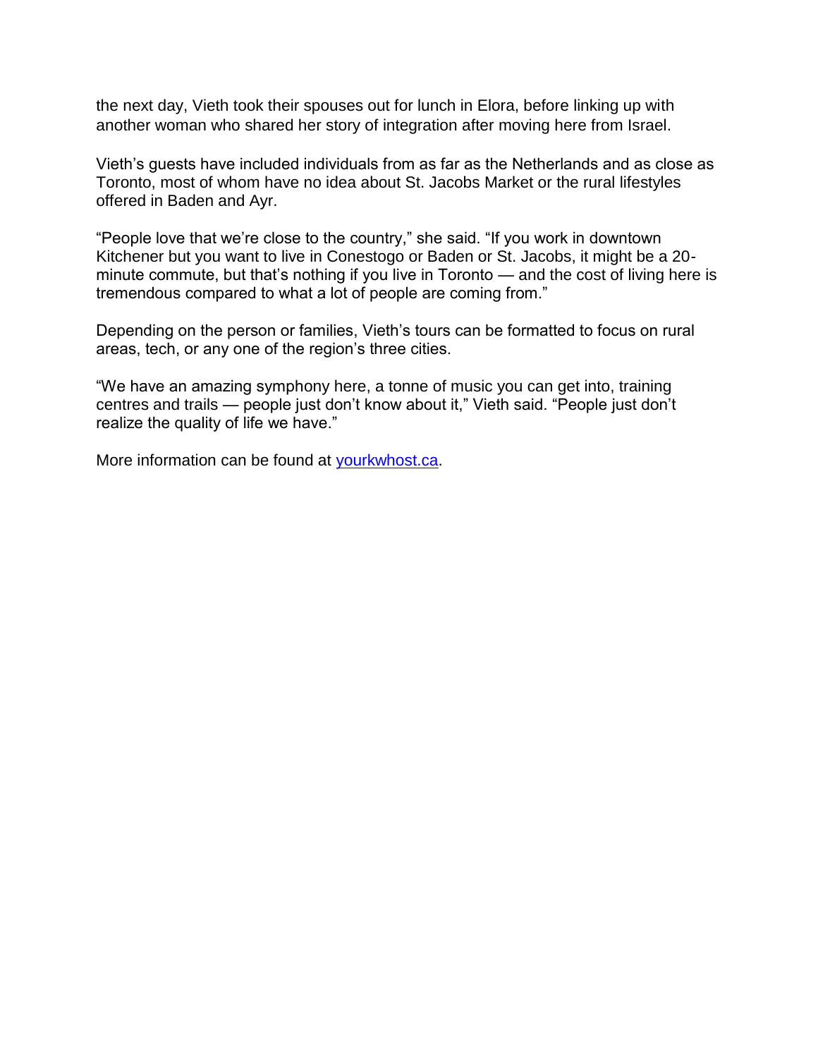the next day, Vieth took their spouses out for lunch in Elora, before linking up with another woman who shared her story of integration after moving here from Israel.

Vieth's guests have included individuals from as far as the Netherlands and as close as Toronto, most of whom have no idea about St. Jacobs Market or the rural lifestyles offered in Baden and Ayr.

"People love that we're close to the country," she said. "If you work in downtown Kitchener but you want to live in Conestogo or Baden or St. Jacobs, it might be a 20-minute commute, but that's nothing if you live in Toronto — and the cost of living here is tremendous compared to what a lot of people are coming from."

Depending on the person or families, Vieth's tours can be formatted to focus on rural areas, tech, or any one of the region's three cities.

"We have an amazing symphony here, a tonne of music you can get into, training centres and trails — people just don't know about it," Vieth said. "People just don't realize the quality of life we have."

More information can be found at [yourkwhost.ca](yourkwhost.ca).